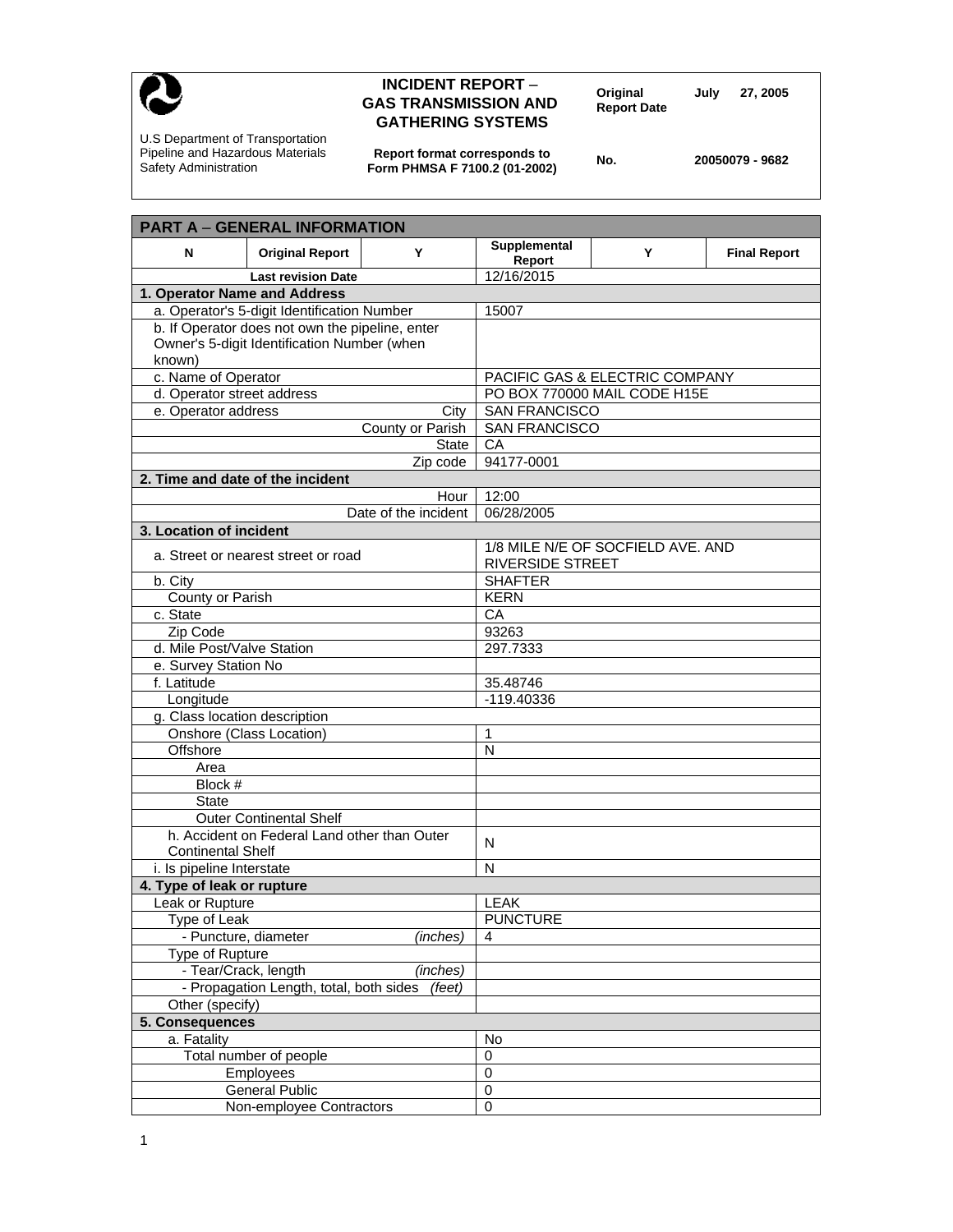| | | |
|---|---|---|
| U.S Department of Transportation Pipeline and Hazardous Materials Safety Administration | **INCIDENT REPORT – GAS TRANSMISSION AND GATHERING SYSTEMS** | **Original Report Date** July 27, 2005 |
| | **Report format corresponds to Form PHMSA F 7100.2 (01-2002)** | **No.** 20050079 - 9682 |

## PART A – GENERAL INFORMATION

| N | Original Report | Y | Supplemental Report | Y | Final Report |
|---|---|---|---|---|---|
| **Last revision Date** | | | 12/16/2015 | | |

| | |
|---|---|
| **1. Operator Name and Address** | |
| a. Operator's 5-digit Identification Number | 15007 |
| b. If Operator does not own the pipeline, enter Owner's 5-digit Identification Number (when known) | |
| c. Name of Operator | PACIFIC GAS & ELECTRIC COMPANY |
| d. Operator street address | PO BOX 770000 MAIL CODE H15E |
| e. Operator address City | SAN FRANCISCO |
| County or Parish | SAN FRANCISCO |
| State | CA |
| Zip code | 94177-0001 |
| **2. Time and date of the incident** | |
| Hour | 12:00 |
| Date of the incident | 06/28/2005 |
| **3. Location of incident** | |
| a. Street or nearest street or road | 1/8 MILE N/E OF SOCFIELD AVE. AND RIVERSIDE STREET |
| b. City | SHAFTER |
| County or Parish | KERN |
| c. State | CA |
| Zip Code | 93263 |
| d. Mile Post/Valve Station | 297.7333 |
| e. Survey Station No | |
| f. Latitude | 35.48746 |
| Longitude | -119.40336 |
| g. Class location description | |
| Onshore (Class Location) | 1 |
| Offshore | N |
| Area | |
| Block # | |
| State | |
| Outer Continental Shelf | |
| h. Accident on Federal Land other than Outer Continental Shelf | N |
| i. Is pipeline Interstate | N |
| **4. Type of leak or rupture** | |
| Leak or Rupture | LEAK |
| Type of Leak | PUNCTURE |
| - Puncture, diameter *(inches)* | 4 |
| Type of Rupture | |
| - Tear/Crack, length *(inches)* | |
| - Propagation Length, total, both sides *(feet)* | |
| Other (specify) | |
| **5. Consequences** | |
| a. Fatality | No |
| Total number of people | 0 |
| Employees | 0 |
| General Public | 0 |
| Non-employee Contractors | 0 |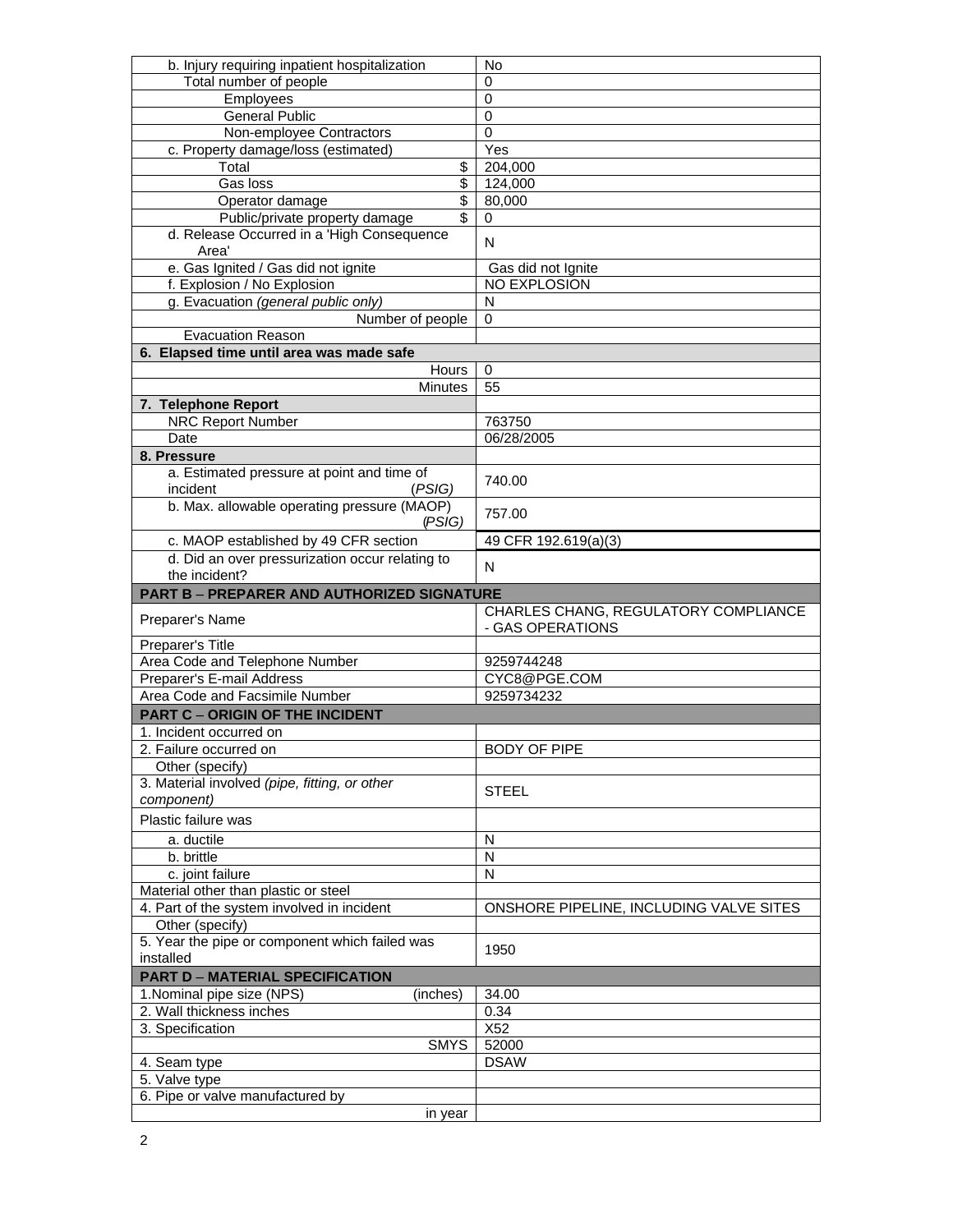| | |
|---|---|
| b. Injury requiring inpatient hospitalization | No |
| Total number of people | 0 |
| Employees | 0 |
| General Public | 0 |
| Non-employee Contractors | 0 |
| c. Property damage/loss (estimated) | Yes |
| Total $ | 204,000 |
| Gas loss $ | 124,000 |
| Operator damage $ | 80,000 |
| Public/private property damage $ | 0 |
| d. Release Occurred in a 'High Consequence Area' | N |
| e. Gas Ignited / Gas did not ignite | Gas did not Ignite |
| f. Explosion / No Explosion | NO EXPLOSION |
| g. Evacuation *(general public only)* | N |
| Number of people | 0 |
| Evacuation Reason | |
| **6. Elapsed time until area was made safe** | |
| Hours | 0 |
| Minutes | 55 |
| **7. Telephone Report** | |
| NRC Report Number | 763750 |
| Date | 06/28/2005 |
| **8. Pressure** | |
| a. Estimated pressure at point and time of incident *(PSIG)* | 740.00 |
| b. Max. allowable operating pressure (MAOP) *(PSIG)* | 757.00 |
| c. MAOP established by 49 CFR section | 49 CFR 192.619(a)(3) |
| d. Did an over pressurization occur relating to the incident? | N |
| **PART B – PREPARER AND AUTHORIZED SIGNATURE** | |
| Preparer's Name | CHARLES CHANG, REGULATORY COMPLIANCE - GAS OPERATIONS |
| Preparer's Title | |
| Area Code and Telephone Number | 9259744248 |
| Preparer's E-mail Address | CYC8@PGE.COM |
| Area Code and Facsimile Number | 9259734232 |
| **PART C – ORIGIN OF THE INCIDENT** | |
| 1. Incident occurred on | |
| 2. Failure occurred on | BODY OF PIPE |
| Other (specify) | |
| 3. Material involved *(pipe, fitting, or other component)* | STEEL |
| Plastic failure was | |
| a. ductile | N |
| b. brittle | N |
| c. joint failure | N |
| Material other than plastic or steel | |
| 4. Part of the system involved in incident | ONSHORE PIPELINE, INCLUDING VALVE SITES |
| Other (specify) | |
| 5. Year the pipe or component which failed was installed | 1950 |
| **PART D – MATERIAL SPECIFICATION** | |
| 1.Nominal pipe size (NPS) (inches) | 34.00 |
| 2. Wall thickness inches | 0.34 |
| 3. Specification | X52 |
| SMYS | 52000 |
| 4. Seam type | DSAW |
| 5. Valve type | |
| 6. Pipe or valve manufactured by | |
| in year | |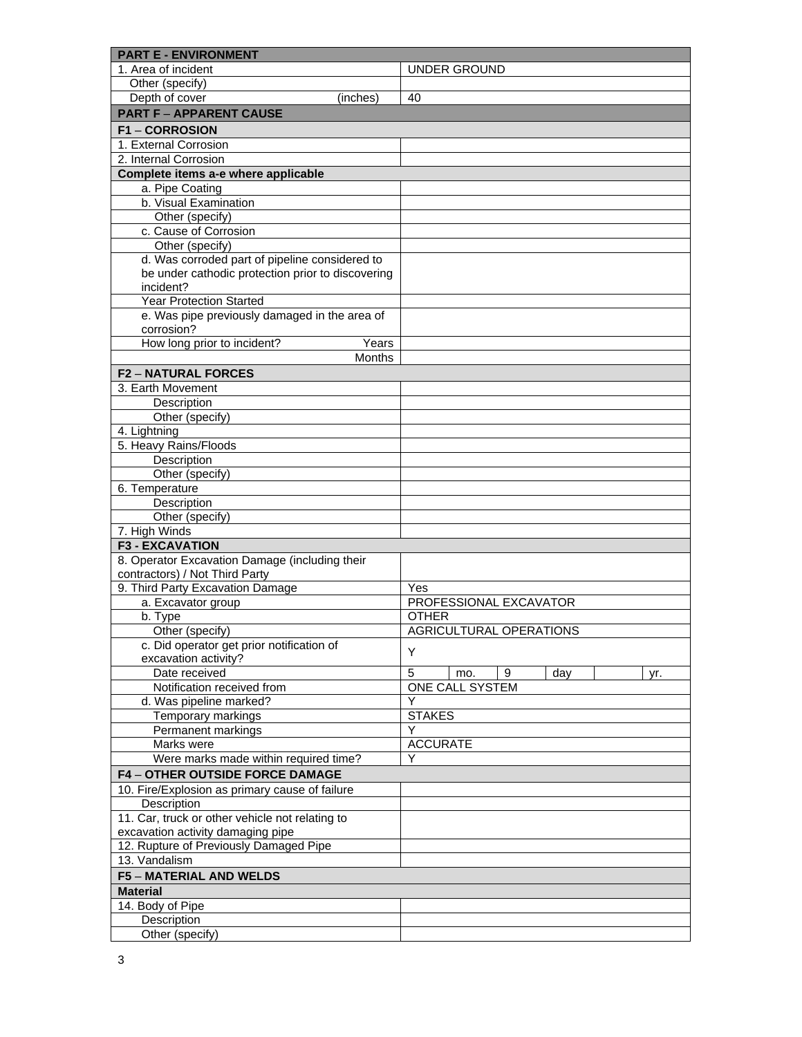| | |
|---|---|
| **PART E - ENVIRONMENT** | |
| 1. Area of incident | UNDER GROUND |
| Other (specify) | |
| Depth of cover (inches) | 40 |
| **PART F – APPARENT CAUSE** | |
| **F1 – CORROSION** | |
| 1. External Corrosion | |
| 2. Internal Corrosion | |
| **Complete items a-e where applicable** | |
| a. Pipe Coating | |
| b. Visual Examination | |
| Other (specify) | |
| c. Cause of Corrosion | |
| Other (specify) | |
| d. Was corroded part of pipeline considered to be under cathodic protection prior to discovering incident? | |
| Year Protection Started | |
| e. Was pipe previously damaged in the area of corrosion? | |
| How long prior to incident? Years | |
| Months | |
| **F2 – NATURAL FORCES** | |
| 3. Earth Movement | |
| Description | |
| Other (specify) | |
| 4. Lightning | |
| 5. Heavy Rains/Floods | |
| Description | |
| Other (specify) | |
| 6. Temperature | |
| Description | |
| Other (specify) | |
| 7. High Winds | |
| **F3 - EXCAVATION** | |
| 8. Operator Excavation Damage (including their contractors) / Not Third Party | |
| 9. Third Party Excavation Damage | Yes |
| a. Excavator group | PROFESSIONAL EXCAVATOR |
| b. Type | OTHER |
| Other (specify) | AGRICULTURAL OPERATIONS |
| c. Did operator get prior notification of excavation activity? | Y |
| Date received | 5 mo. 9 day yr. |
| Notification received from | ONE CALL SYSTEM |
| d. Was pipeline marked? | Y |
| Temporary markings | STAKES |
| Permanent markings | Y |
| Marks were | ACCURATE |
| Were marks made within required time? | Y |
| **F4 – OTHER OUTSIDE FORCE DAMAGE** | |
| 10. Fire/Explosion as primary cause of failure | |
| Description | |
| 11. Car, truck or other vehicle not relating to excavation activity damaging pipe | |
| 12. Rupture of Previously Damaged Pipe | |
| 13. Vandalism | |
| **F5 – MATERIAL AND WELDS** | |
| **Material** | |
| 14. Body of Pipe | |
| Description | |
| Other (specify) | |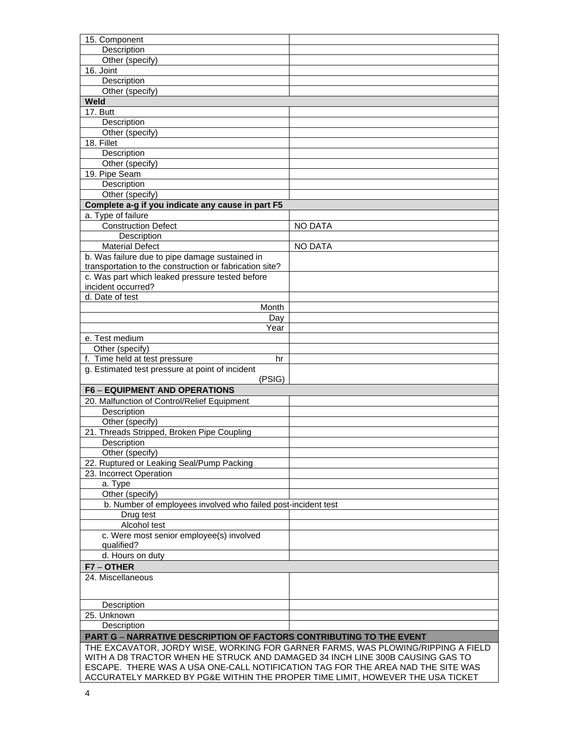| | |
|---|---|
| 15. Component | |
| Description | |
| Other (specify) | |
| 16. Joint | |
| Description | |
| Other (specify) | |
| **Weld** | |
| 17. Butt | |
| Description | |
| Other (specify) | |
| 18. Fillet | |
| Description | |
| Other (specify) | |
| 19. Pipe Seam | |
| Description | |
| Other (specify) | |
| **Complete a-g if you indicate any cause in part F5** | |
| a. Type of failure | |
| Construction Defect | NO DATA |
| Description | |
| Material Defect | NO DATA |
| b. Was failure due to pipe damage sustained in transportation to the construction or fabrication site? | |
| c. Was part which leaked pressure tested before incident occurred? | |
| d. Date of test | |
| Month | |
| Day | |
| Year | |
| e. Test medium | |
| Other (specify) | |
| f. Time held at test pressure hr | |
| g. Estimated test pressure at point of incident (PSIG) | |
| **F6 – EQUIPMENT AND OPERATIONS** | |
| 20. Malfunction of Control/Relief Equipment | |
| Description | |
| Other (specify) | |
| 21. Threads Stripped, Broken Pipe Coupling | |
| Description | |
| Other (specify) | |
| 22. Ruptured or Leaking Seal/Pump Packing | |
| 23. Incorrect Operation | |
| a. Type | |
| Other (specify) | |
| b. Number of employees involved who failed post-incident test | |
| Drug test | |
| Alcohol test | |
| c. Were most senior employee(s) involved qualified? | |
| d. Hours on duty | |
| **F7 – OTHER** | |
| 24. Miscellaneous | |
| Description | |
| 25. Unknown | |
| Description | |

**PART G – NARRATIVE DESCRIPTION OF FACTORS CONTRIBUTING TO THE EVENT**

THE EXCAVATOR, JORDY WISE, WORKING FOR GARNER FARMS, WAS PLOWING/RIPPING A FIELD WITH A D8 TRACTOR WHEN HE STRUCK AND DAMAGED 34 INCH LINE 300B CAUSING GAS TO ESCAPE. THERE WAS A USA ONE-CALL NOTIFICATION TAG FOR THE AREA NAD THE SITE WAS ACCURATELY MARKED BY PG&E WITHIN THE PROPER TIME LIMIT, HOWEVER THE USA TICKET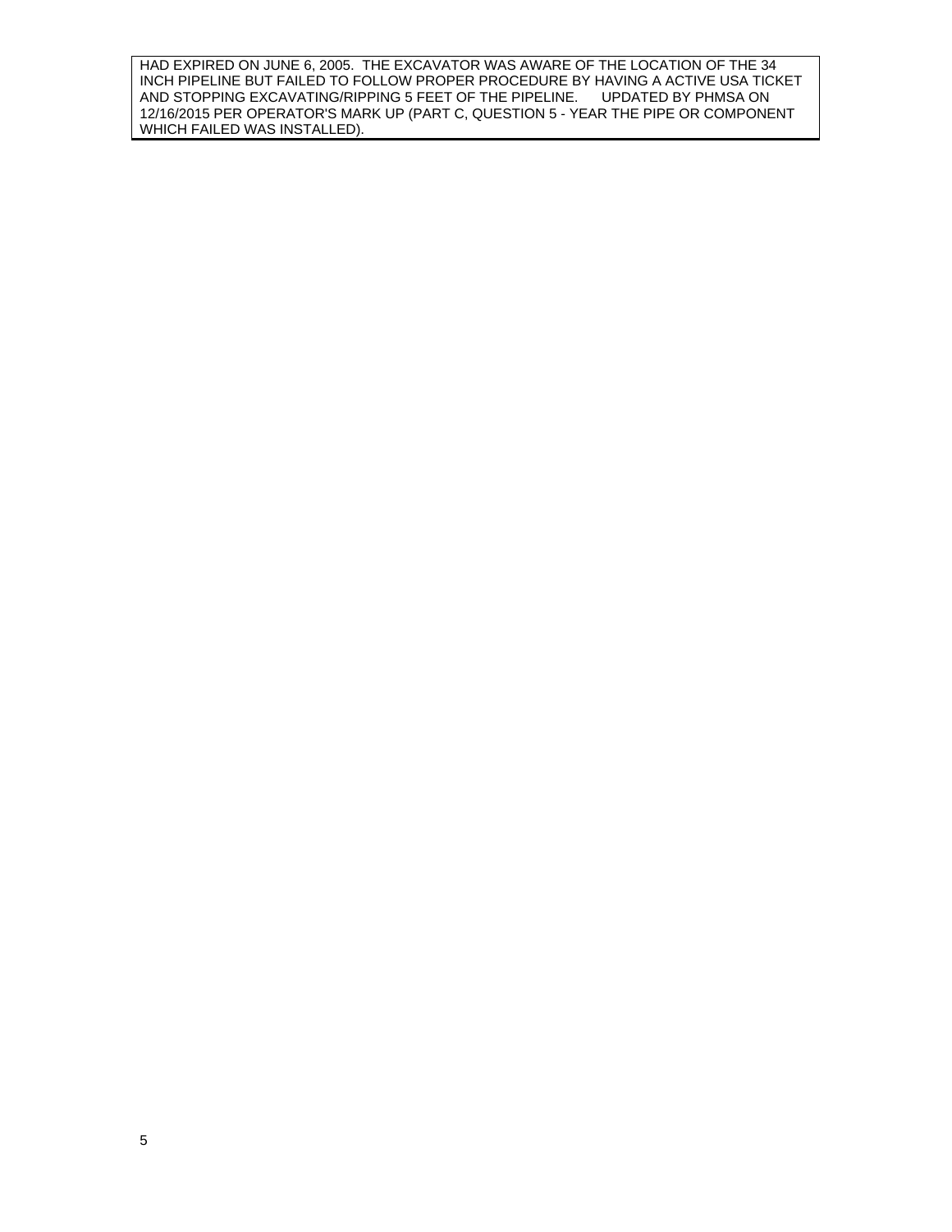HAD EXPIRED ON JUNE 6, 2005. THE EXCAVATOR WAS AWARE OF THE LOCATION OF THE 34 INCH PIPELINE BUT FAILED TO FOLLOW PROPER PROCEDURE BY HAVING A ACTIVE USA TICKET AND STOPPING EXCAVATING/RIPPING 5 FEET OF THE PIPELINE. UPDATED BY PHMSA ON 12/16/2015 PER OPERATOR'S MARK UP (PART C, QUESTION 5 - YEAR THE PIPE OR COMPONENT WHICH FAILED WAS INSTALLED).